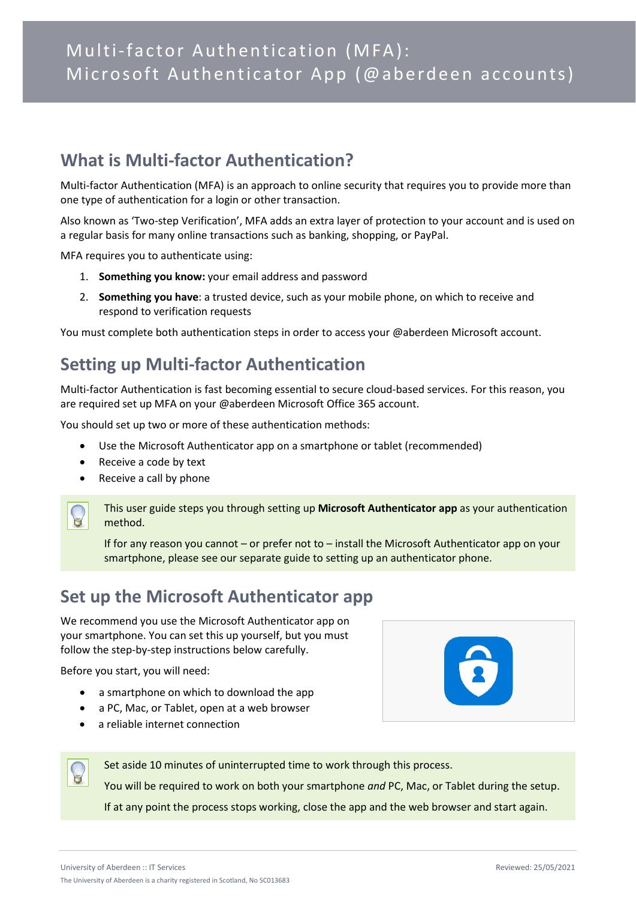# Multi-factor Authentication (MFA): Microsoft Authenticator App (@aberdeen accounts)

## What is Multi-factor Authentication?

Multi-factor Authentication (MFA) is an approach to online security that requires you to provide more than one type of authentication for a login or other transaction.

Also known as 'Two-step Verification', MFA adds an extra layer of protection to your account and is used on a regular basis for many online transactions such as banking, shopping, or PayPal.

MFA requires you to authenticate using:

1. **Something you know:** your email address and password
2. **Something you have**: a trusted device, such as your mobile phone, on which to receive and respond to verification requests

You must complete both authentication steps in order to access your @aberdeen Microsoft account.

## Setting up Multi-factor Authentication

Multi-factor Authentication is fast becoming essential to secure cloud-based services. For this reason, you are required set up MFA on your @aberdeen Microsoft Office 365 account.

You should set up two or more of these authentication methods:

- Use the Microsoft Authenticator app on a smartphone or tablet (recommended)
- Receive a code by text
- Receive a call by phone

This user guide steps you through setting up **Microsoft Authenticator app** as your authentication method.

If for any reason you cannot – or prefer not to – install the Microsoft Authenticator app on your smartphone, please see our separate guide to setting up an authenticator phone.

## Set up the Microsoft Authenticator app

We recommend you use the Microsoft Authenticator app on your smartphone. You can set this up yourself, but you must follow the step-by-step instructions below carefully.

Before you start, you will need:

- a smartphone on which to download the app
- a PC, Mac, or Tablet, open at a web browser
- a reliable internet connection

Set aside 10 minutes of uninterrupted time to work through this process.

You will be required to work on both your smartphone *and* PC, Mac, or Tablet during the setup.

If at any point the process stops working, close the app and the web browser and start again.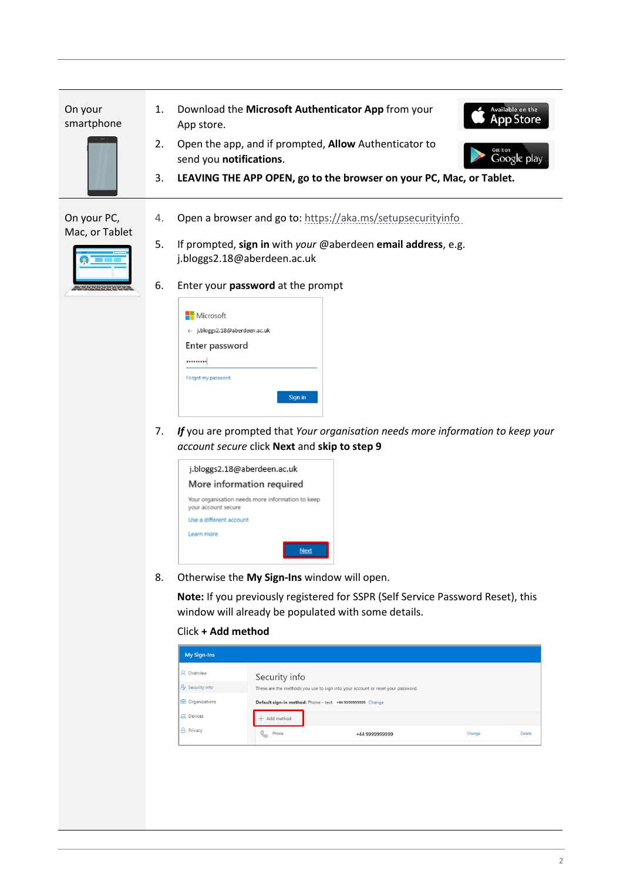| | |
|---|---|
| On your smartphone | 1. Download the **Microsoft Authenticator App** from your App store.<br>2. Open the app, and if prompted, **Allow** Authenticator to send you **notifications**.<br>3. **LEAVING THE APP OPEN, go to the browser on your PC, Mac, or Tablet.** |
| On your PC, Mac, or Tablet | 4. Open a browser and go to: https://aka.ms/setupsecurityinfo<br>5. If prompted, **sign in** with *your* @aberdeen **email address**, e.g. j.bloggs2.18@aberdeen.ac.uk<br>6. Enter your **password** at the prompt<br>7. ***If*** you are prompted that *Your organisation needs more information to keep your account secure* click **Next** and **skip to step 9**<br>8. Otherwise the **My Sign-Ins** window will open.<br>**Note:** If you previously registered for SSPR (Self Service Password Reset), this window will already be populated with some details.<br>Click **+ Add method** |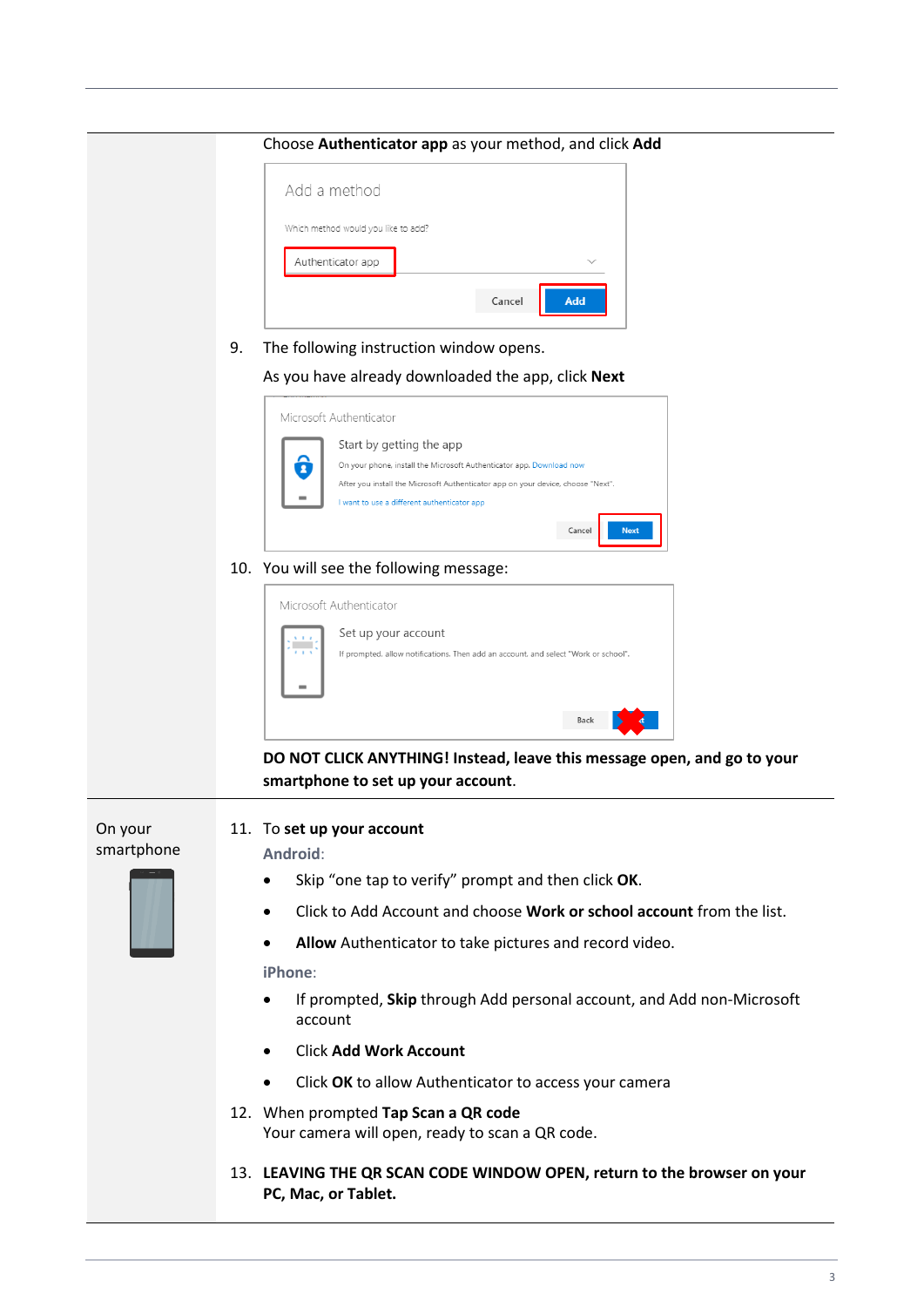Choose **Authenticator app** as your method, and click **Add**

Add a method

Which method would you like to add?

Authenticator app

Cancel Add

9. The following instruction window opens.

   As you have already downloaded the app, click **Next**

Microsoft Authenticator

Start by getting the app

On your phone, install the Microsoft Authenticator app. Download now

After you install the Microsoft Authenticator app on your device, choose "Next".

I want to use a different authenticator app

Cancel Next

10. You will see the following message:

Microsoft Authenticator

Set up your account

If prompted, allow notifications. Then add an account, and select "Work or school".

Back

**DO NOT CLICK ANYTHING! Instead, leave this message open, and go to your smartphone to set up your account**.

On your smartphone

11. To **set up your account**

    **Android**:

    - Skip "one tap to verify" prompt and then click **OK**.
    - Click to Add Account and choose **Work or school account** from the list.
    - **Allow** Authenticator to take pictures and record video.

    **iPhone**:

    - If prompted, **Skip** through Add personal account, and Add non-Microsoft account
    - Click **Add Work Account**
    - Click **OK** to allow Authenticator to access your camera

12. When prompted **Tap Scan a QR code**
    Your camera will open, ready to scan a QR code.

13. **LEAVING THE QR SCAN CODE WINDOW OPEN, return to the browser on your PC, Mac, or Tablet.**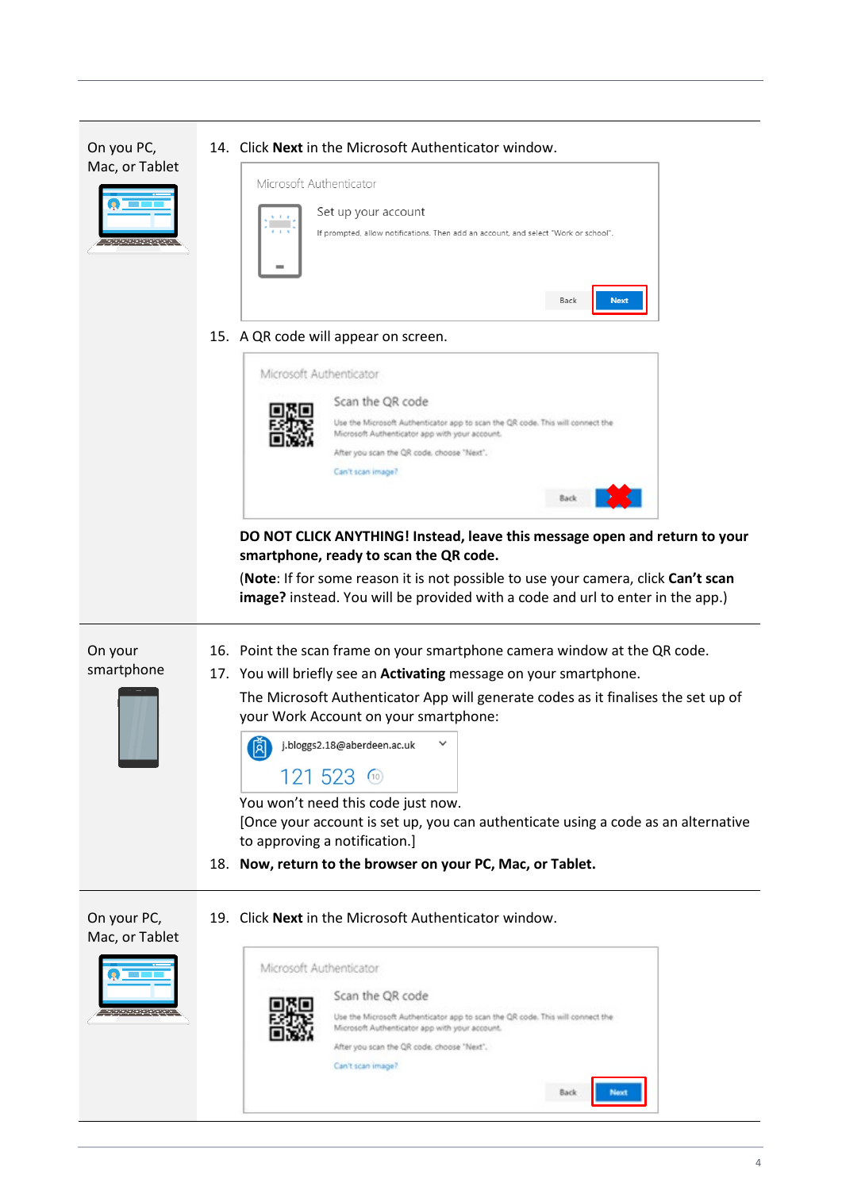| | |
|---|---|
| On you PC, Mac, or Tablet | 14. Click **Next** in the Microsoft Authenticator window.<br><br>Microsoft Authenticator<br>Set up your account<br>If prompted, allow notifications. Then add an account, and select "Work or school".<br>Back Next<br><br>15. A QR code will appear on screen.<br><br>Microsoft Authenticator<br>Scan the QR code<br>Use the Microsoft Authenticator app to scan the QR code. This will connect the Microsoft Authenticator app with your account.<br>After you scan the QR code, choose "Next".<br>Can't scan image?<br>Back<br><br>**DO NOT CLICK ANYTHING! Instead, leave this message open and return to your smartphone, ready to scan the QR code.**<br>(**Note**: If for some reason it is not possible to use your camera, click **Can't scan image?** instead. You will be provided with a code and url to enter in the app.) |
| On your smartphone | 16. Point the scan frame on your smartphone camera window at the QR code.<br>17. You will briefly see an **Activating** message on your smartphone.<br>The Microsoft Authenticator App will generate codes as it finalises the set up of your Work Account on your smartphone:<br><br>j.bloggs2.18@aberdeen.ac.uk<br>121 523<br><br>You won't need this code just now.<br>[Once your account is set up, you can authenticate using a code as an alternative to approving a notification.]<br>18. **Now, return to the browser on your PC, Mac, or Tablet.** |
| On your PC, Mac, or Tablet | 19. Click **Next** in the Microsoft Authenticator window.<br><br>Microsoft Authenticator<br>Scan the QR code<br>Use the Microsoft Authenticator app to scan the QR code. This will connect the Microsoft Authenticator app with your account.<br>After you scan the QR code, choose "Next".<br>Can't scan image?<br>Back Next |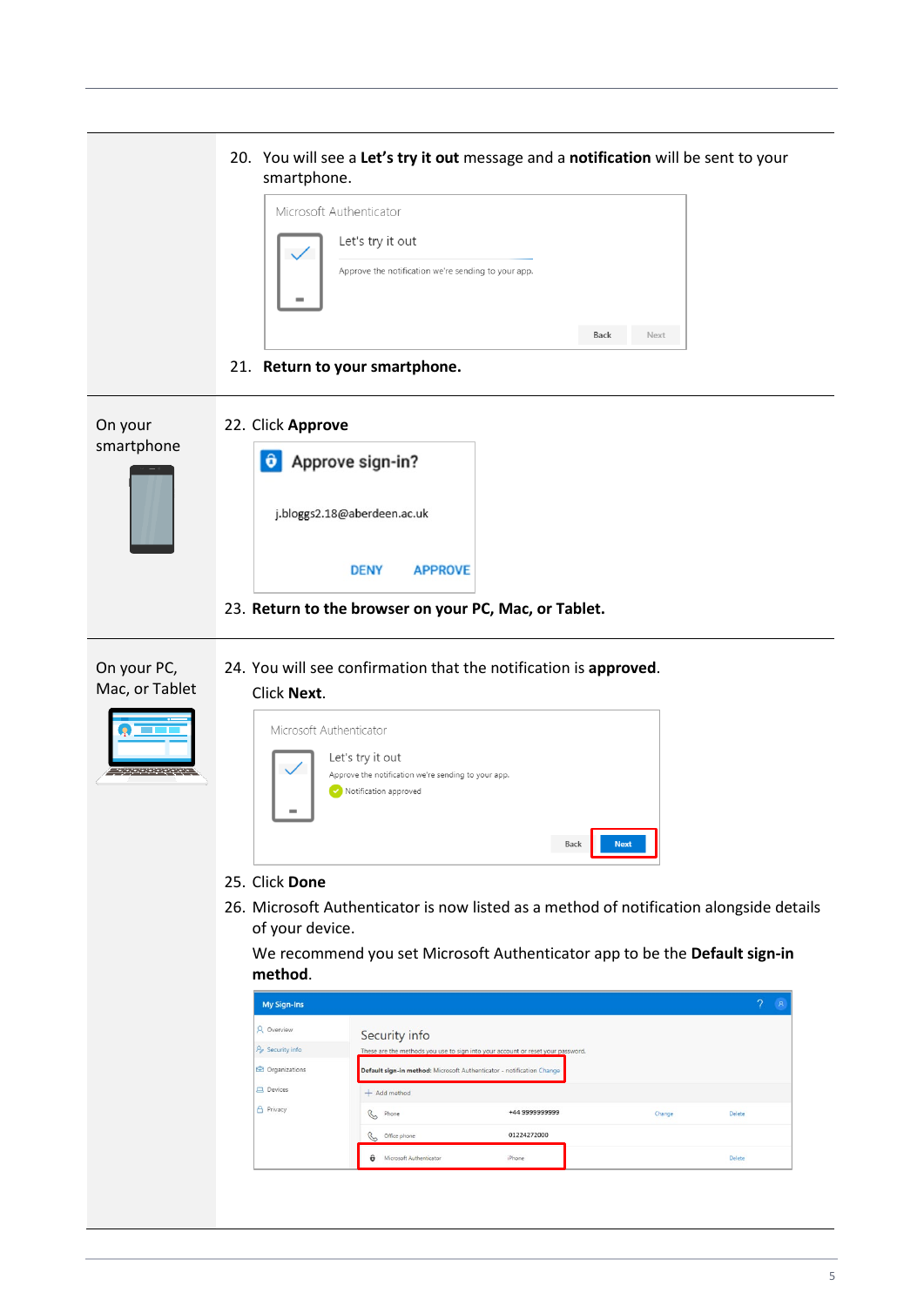| | |
|---|---|
| | 20. You will see a **Let's try it out** message and a **notification** will be sent to your smartphone.<br><br>21. **Return to your smartphone.** |
| On your smartphone | 22. Click **Approve**<br><br>23. **Return to the browser on your PC, Mac, or Tablet.** |
| On your PC, Mac, or Tablet | 24. You will see confirmation that the notification is **approved**.<br>Click **Next**.<br><br>25. Click **Done**<br><br>26. Microsoft Authenticator is now listed as a method of notification alongside details of your device.<br>We recommend you set Microsoft Authenticator app to be the **Default sign-in method**. |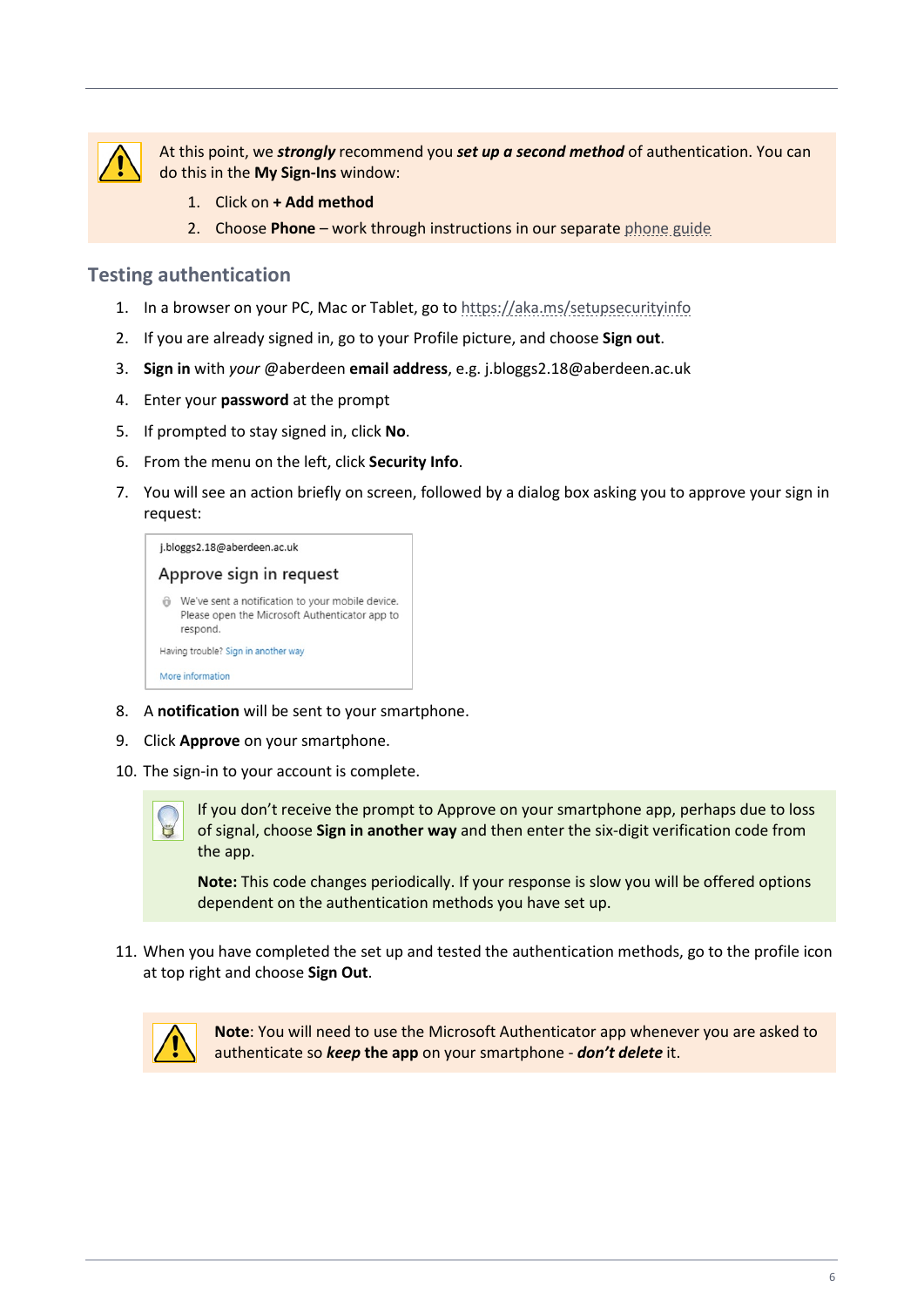At this point, we ***strongly*** recommend you ***set up a second method*** of authentication. You can do this in the **My Sign-Ins** window:

1. Click on **+ Add method**
2. Choose **Phone** – work through instructions in our separate phone guide

## Testing authentication

1. In a browser on your PC, Mac or Tablet, go to https://aka.ms/setupsecurityinfo
2. If you are already signed in, go to your Profile picture, and choose **Sign out**.
3. **Sign in** with *your* @aberdeen **email address**, e.g. j.bloggs2.18@aberdeen.ac.uk
4. Enter your **password** at the prompt
5. If prompted to stay signed in, click **No**.
6. From the menu on the left, click **Security Info**.
7. You will see an action briefly on screen, followed by a dialog box asking you to approve your sign in request:

   j.bloggs2.18@aberdeen.ac.uk

   Approve sign in request

   We've sent a notification to your mobile device. Please open the Microsoft Authenticator app to respond.

   Having trouble? Sign in another way

   More information

8. A **notification** will be sent to your smartphone.
9. Click **Approve** on your smartphone.
10. The sign-in to your account is complete.

If you don't receive the prompt to Approve on your smartphone app, perhaps due to loss of signal, choose **Sign in another way** and then enter the six-digit verification code from the app.

**Note:** This code changes periodically. If your response is slow you will be offered options dependent on the authentication methods you have set up.

11. When you have completed the set up and tested the authentication methods, go to the profile icon at top right and choose **Sign Out**.

**Note**: You will need to use the Microsoft Authenticator app whenever you are asked to authenticate so ***keep* the app** on your smartphone - ***don't delete*** it.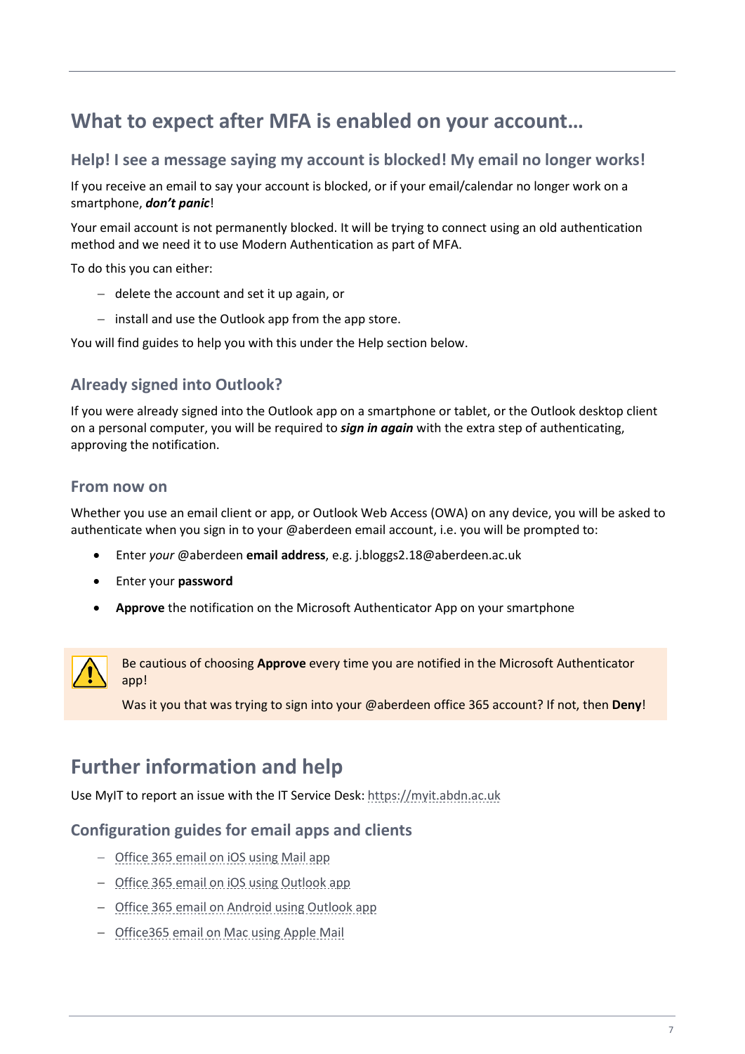## What to expect after MFA is enabled on your account…

### Help! I see a message saying my account is blocked! My email no longer works!

If you receive an email to say your account is blocked, or if your email/calendar no longer work on a smartphone, ***don't panic***!

Your email account is not permanently blocked. It will be trying to connect using an old authentication method and we need it to use Modern Authentication as part of MFA.

To do this you can either:

- delete the account and set it up again, or
- install and use the Outlook app from the app store.

You will find guides to help you with this under the Help section below.

### Already signed into Outlook?

If you were already signed into the Outlook app on a smartphone or tablet, or the Outlook desktop client on a personal computer, you will be required to ***sign in again*** with the extra step of authenticating, approving the notification.

### From now on

Whether you use an email client or app, or Outlook Web Access (OWA) on any device, you will be asked to authenticate when you sign in to your @aberdeen email account, i.e. you will be prompted to:

- Enter *your* @aberdeen **email address**, e.g. j.bloggs2.18@aberdeen.ac.uk
- Enter your **password**
- **Approve** the notification on the Microsoft Authenticator App on your smartphone

> Be cautious of choosing **Approve** every time you are notified in the Microsoft Authenticator app!
>
> Was it you that was trying to sign into your @aberdeen office 365 account? If not, then **Deny**!

## Further information and help

Use MyIT to report an issue with the IT Service Desk: https://myit.abdn.ac.uk

### Configuration guides for email apps and clients

- Office 365 email on iOS using Mail app
- Office 365 email on iOS using Outlook app
- Office 365 email on Android using Outlook app
- Office365 email on Mac using Apple Mail